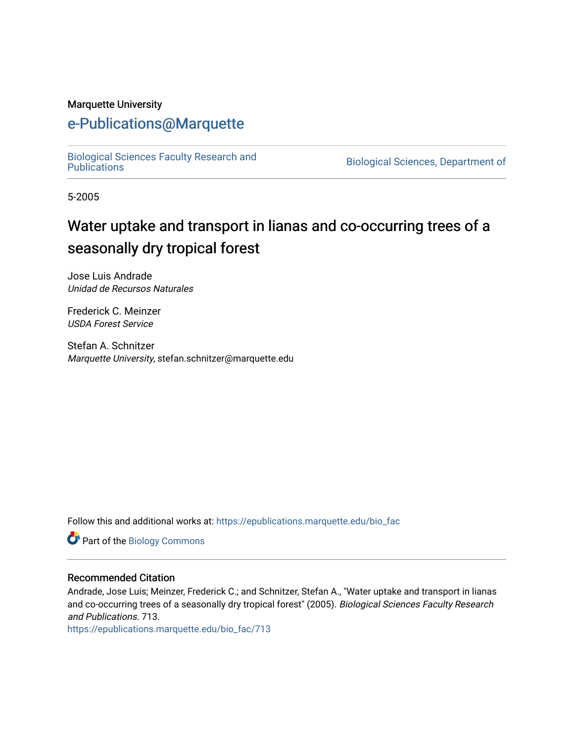Marquette University

# e-Publications@Marquette

Biological Sciences Faculty Research and Publications

Biological Sciences, Department of

5-2005

## Water uptake and transport in lianas and co-occurring trees of a seasonally dry tropical forest

Jose Luis Andrade
*Unidad de Recursos Naturales*

Frederick C. Meinzer
*USDA Forest Service*

Stefan A. Schnitzer
*Marquette University*, stefan.schnitzer@marquette.edu

Follow this and additional works at: https://epublications.marquette.edu/bio_fac

Part of the Biology Commons

### Recommended Citation

Andrade, Jose Luis; Meinzer, Frederick C.; and Schnitzer, Stefan A., "Water uptake and transport in lianas and co-occurring trees of a seasonally dry tropical forest" (2005). *Biological Sciences Faculty Research and Publications*. 713.
https://epublications.marquette.edu/bio_fac/713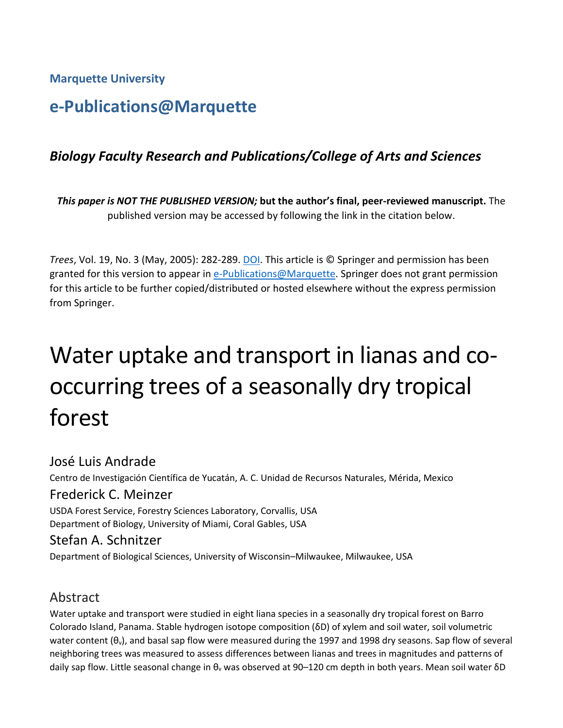**Marquette University**

# e-Publications@Marquette

### *Biology Faculty Research and Publications/College of Arts and Sciences*

***This paper is NOT THE PUBLISHED VERSION;* but the author's final, peer-reviewed manuscript.** The published version may be accessed by following the link in the citation below.

*Trees*, Vol. 19, No. 3 (May, 2005): 282-289. DOI. This article is © Springer and permission has been granted for this version to appear in e-Publications@Marquette. Springer does not grant permission for this article to be further copied/distributed or hosted elsewhere without the express permission from Springer.

# Water uptake and transport in lianas and co-occurring trees of a seasonally dry tropical forest

José Luis Andrade
Centro de Investigación Científica de Yucatán, A. C. Unidad de Recursos Naturales, Mérida, Mexico

Frederick C. Meinzer
USDA Forest Service, Forestry Sciences Laboratory, Corvallis, USA
Department of Biology, University of Miami, Coral Gables, USA

Stefan A. Schnitzer
Department of Biological Sciences, University of Wisconsin–Milwaukee, Milwaukee, USA

## Abstract

Water uptake and transport were studied in eight liana species in a seasonally dry tropical forest on Barro Colorado Island, Panama. Stable hydrogen isotope composition (δD) of xylem and soil water, soil volumetric water content ($\theta_v$), and basal sap flow were measured during the 1997 and 1998 dry seasons. Sap flow of several neighboring trees was measured to assess differences between lianas and trees in magnitudes and patterns of daily sap flow. Little seasonal change in $\theta_v$ was observed at 90–120 cm depth in both years. Mean soil water δD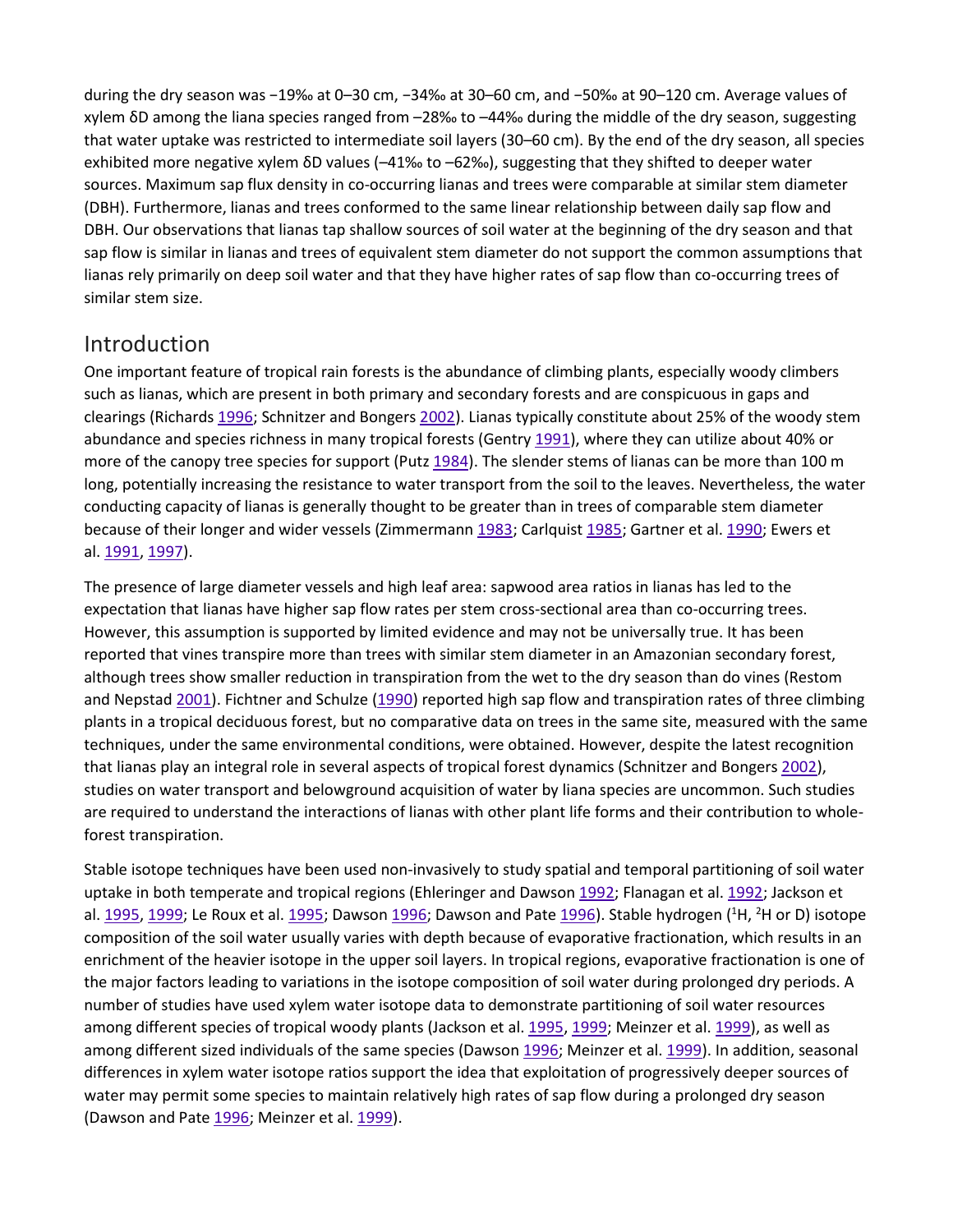during the dry season was −19‰ at 0–30 cm, −34‰ at 30–60 cm, and −50‰ at 90–120 cm. Average values of xylem δD among the liana species ranged from –28‰ to –44‰ during the middle of the dry season, suggesting that water uptake was restricted to intermediate soil layers (30–60 cm). By the end of the dry season, all species exhibited more negative xylem δD values (–41‰ to –62‰), suggesting that they shifted to deeper water sources. Maximum sap flux density in co-occurring lianas and trees were comparable at similar stem diameter (DBH). Furthermore, lianas and trees conformed to the same linear relationship between daily sap flow and DBH. Our observations that lianas tap shallow sources of soil water at the beginning of the dry season and that sap flow is similar in lianas and trees of equivalent stem diameter do not support the common assumptions that lianas rely primarily on deep soil water and that they have higher rates of sap flow than co-occurring trees of similar stem size.

## Introduction

One important feature of tropical rain forests is the abundance of climbing plants, especially woody climbers such as lianas, which are present in both primary and secondary forests and are conspicuous in gaps and clearings (Richards 1996; Schnitzer and Bongers 2002). Lianas typically constitute about 25% of the woody stem abundance and species richness in many tropical forests (Gentry 1991), where they can utilize about 40% or more of the canopy tree species for support (Putz 1984). The slender stems of lianas can be more than 100 m long, potentially increasing the resistance to water transport from the soil to the leaves. Nevertheless, the water conducting capacity of lianas is generally thought to be greater than in trees of comparable stem diameter because of their longer and wider vessels (Zimmermann 1983; Carlquist 1985; Gartner et al. 1990; Ewers et al. 1991, 1997).

The presence of large diameter vessels and high leaf area: sapwood area ratios in lianas has led to the expectation that lianas have higher sap flow rates per stem cross-sectional area than co-occurring trees. However, this assumption is supported by limited evidence and may not be universally true. It has been reported that vines transpire more than trees with similar stem diameter in an Amazonian secondary forest, although trees show smaller reduction in transpiration from the wet to the dry season than do vines (Restom and Nepstad 2001). Fichtner and Schulze (1990) reported high sap flow and transpiration rates of three climbing plants in a tropical deciduous forest, but no comparative data on trees in the same site, measured with the same techniques, under the same environmental conditions, were obtained. However, despite the latest recognition that lianas play an integral role in several aspects of tropical forest dynamics (Schnitzer and Bongers 2002), studies on water transport and belowground acquisition of water by liana species are uncommon. Such studies are required to understand the interactions of lianas with other plant life forms and their contribution to whole-forest transpiration.

Stable isotope techniques have been used non-invasively to study spatial and temporal partitioning of soil water uptake in both temperate and tropical regions (Ehleringer and Dawson 1992; Flanagan et al. 1992; Jackson et al. 1995, 1999; Le Roux et al. 1995; Dawson 1996; Dawson and Pate 1996). Stable hydrogen ($^{1}$H, $^{2}$H or D) isotope composition of the soil water usually varies with depth because of evaporative fractionation, which results in an enrichment of the heavier isotope in the upper soil layers. In tropical regions, evaporative fractionation is one of the major factors leading to variations in the isotope composition of soil water during prolonged dry periods. A number of studies have used xylem water isotope data to demonstrate partitioning of soil water resources among different species of tropical woody plants (Jackson et al. 1995, 1999; Meinzer et al. 1999), as well as among different sized individuals of the same species (Dawson 1996; Meinzer et al. 1999). In addition, seasonal differences in xylem water isotope ratios support the idea that exploitation of progressively deeper sources of water may permit some species to maintain relatively high rates of sap flow during a prolonged dry season (Dawson and Pate 1996; Meinzer et al. 1999).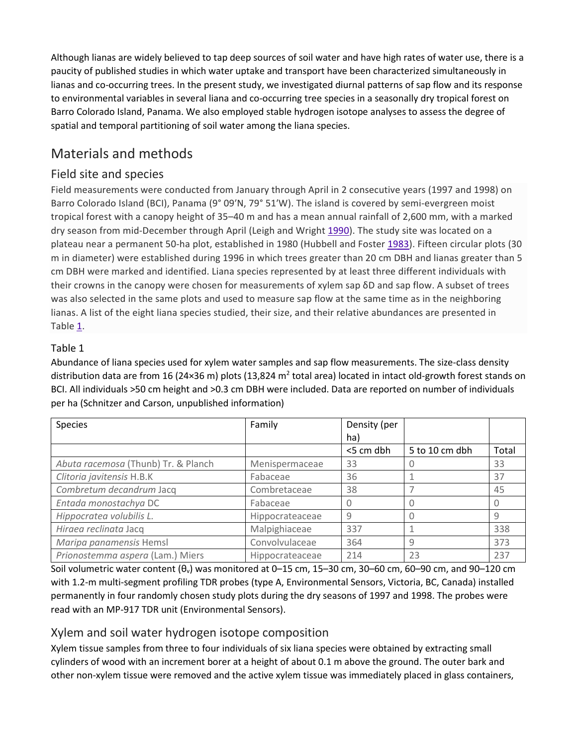Although lianas are widely believed to tap deep sources of soil water and have high rates of water use, there is a paucity of published studies in which water uptake and transport have been characterized simultaneously in lianas and co-occurring trees. In the present study, we investigated diurnal patterns of sap flow and its response to environmental variables in several liana and co-occurring tree species in a seasonally dry tropical forest on Barro Colorado Island, Panama. We also employed stable hydrogen isotope analyses to assess the degree of spatial and temporal partitioning of soil water among the liana species.

## Materials and methods

### Field site and species

Field measurements were conducted from January through April in 2 consecutive years (1997 and 1998) on Barro Colorado Island (BCI), Panama (9° 09′N, 79° 51′W). The island is covered by semi-evergreen moist tropical forest with a canopy height of 35–40 m and has a mean annual rainfall of 2,600 mm, with a marked dry season from mid-December through April (Leigh and Wright 1990). The study site was located on a plateau near a permanent 50-ha plot, established in 1980 (Hubbell and Foster 1983). Fifteen circular plots (30 m in diameter) were established during 1996 in which trees greater than 20 cm DBH and lianas greater than 5 cm DBH were marked and identified. Liana species represented by at least three different individuals with their crowns in the canopy were chosen for measurements of xylem sap δD and sap flow. A subset of trees was also selected in the same plots and used to measure sap flow at the same time as in the neighboring lianas. A list of the eight liana species studied, their size, and their relative abundances are presented in Table 1.

Table 1
Abundance of liana species used for xylem water samples and sap flow measurements. The size-class density distribution data are from 16 (24×36 m) plots (13,824 $m^2$ total area) located in intact old-growth forest stands on BCI. All individuals >50 cm height and >0.3 cm DBH were included. Data are reported on number of individuals per ha (Schnitzer and Carson, unpublished information)

| Species | Family | Density (per ha) | | |
|---|---|---|---|---|
| | | <5 cm dbh | 5 to 10 cm dbh | Total |
| *Abuta racemosa* (Thunb) Tr. & Planch | Menispermaceae | 33 | 0 | 33 |
| *Clitoria javitensis* H.B.K | Fabaceae | 36 | 1 | 37 |
| *Combretum decandrum* Jacq | Combretaceae | 38 | 7 | 45 |
| *Entada monostachya* DC | Fabaceae | 0 | 0 | 0 |
| *Hippocratea volubilis L.* | Hippocrateaceae | 9 | 0 | 9 |
| *Hiraea reclinata* Jacq | Malpighiaceae | 337 | 1 | 338 |
| *Maripa panamensis* Hemsl | Convolvulaceae | 364 | 9 | 373 |
| *Prionostemma aspera* (Lam.) Miers | Hippocrateaceae | 214 | 23 | 237 |

Soil volumetric water content ($\theta_v$) was monitored at 0–15 cm, 15–30 cm, 30–60 cm, 60–90 cm, and 90–120 cm with 1.2-m multi-segment profiling TDR probes (type A, Environmental Sensors, Victoria, BC, Canada) installed permanently in four randomly chosen study plots during the dry seasons of 1997 and 1998. The probes were read with an MP-917 TDR unit (Environmental Sensors).

### Xylem and soil water hydrogen isotope composition

Xylem tissue samples from three to four individuals of six liana species were obtained by extracting small cylinders of wood with an increment borer at a height of about 0.1 m above the ground. The outer bark and other non-xylem tissue were removed and the active xylem tissue was immediately placed in glass containers,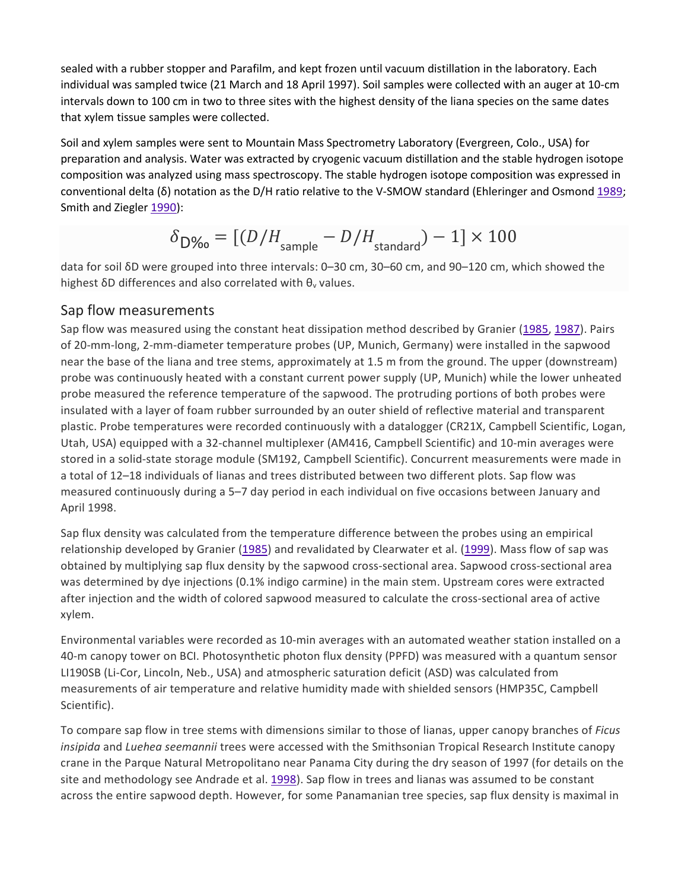sealed with a rubber stopper and Parafilm, and kept frozen until vacuum distillation in the laboratory. Each individual was sampled twice (21 March and 18 April 1997). Soil samples were collected with an auger at 10-cm intervals down to 100 cm in two to three sites with the highest density of the liana species on the same dates that xylem tissue samples were collected.

Soil and xylem samples were sent to Mountain Mass Spectrometry Laboratory (Evergreen, Colo., USA) for preparation and analysis. Water was extracted by cryogenic vacuum distillation and the stable hydrogen isotope composition was analyzed using mass spectroscopy. The stable hydrogen isotope composition was expressed in conventional delta (δ) notation as the D/H ratio relative to the V-SMOW standard (Ehleringer and Osmond 1989; Smith and Ziegler 1990):

$$\delta_{\mathrm{D‰}} = [(D/H_{\mathrm{sample}} - D/H_{\mathrm{standard}}) - 1] \times 100$$

data for soil δD were grouped into three intervals: 0–30 cm, 30–60 cm, and 90–120 cm, which showed the highest δD differences and also correlated with $\theta_v$ values.

## Sap flow measurements

Sap flow was measured using the constant heat dissipation method described by Granier (1985, 1987). Pairs of 20-mm-long, 2-mm-diameter temperature probes (UP, Munich, Germany) were installed in the sapwood near the base of the liana and tree stems, approximately at 1.5 m from the ground. The upper (downstream) probe was continuously heated with a constant current power supply (UP, Munich) while the lower unheated probe measured the reference temperature of the sapwood. The protruding portions of both probes were insulated with a layer of foam rubber surrounded by an outer shield of reflective material and transparent plastic. Probe temperatures were recorded continuously with a datalogger (CR21X, Campbell Scientific, Logan, Utah, USA) equipped with a 32-channel multiplexer (AM416, Campbell Scientific) and 10-min averages were stored in a solid-state storage module (SM192, Campbell Scientific). Concurrent measurements were made in a total of 12–18 individuals of lianas and trees distributed between two different plots. Sap flow was measured continuously during a 5–7 day period in each individual on five occasions between January and April 1998.

Sap flux density was calculated from the temperature difference between the probes using an empirical relationship developed by Granier (1985) and revalidated by Clearwater et al. (1999). Mass flow of sap was obtained by multiplying sap flux density by the sapwood cross-sectional area. Sapwood cross-sectional area was determined by dye injections (0.1% indigo carmine) in the main stem. Upstream cores were extracted after injection and the width of colored sapwood measured to calculate the cross-sectional area of active xylem.

Environmental variables were recorded as 10-min averages with an automated weather station installed on a 40-m canopy tower on BCI. Photosynthetic photon flux density (PPFD) was measured with a quantum sensor LI190SB (Li-Cor, Lincoln, Neb., USA) and atmospheric saturation deficit (ASD) was calculated from measurements of air temperature and relative humidity made with shielded sensors (HMP35C, Campbell Scientific).

To compare sap flow in tree stems with dimensions similar to those of lianas, upper canopy branches of *Ficus insipida* and *Luehea seemannii* trees were accessed with the Smithsonian Tropical Research Institute canopy crane in the Parque Natural Metropolitano near Panama City during the dry season of 1997 (for details on the site and methodology see Andrade et al. 1998). Sap flow in trees and lianas was assumed to be constant across the entire sapwood depth. However, for some Panamanian tree species, sap flux density is maximal in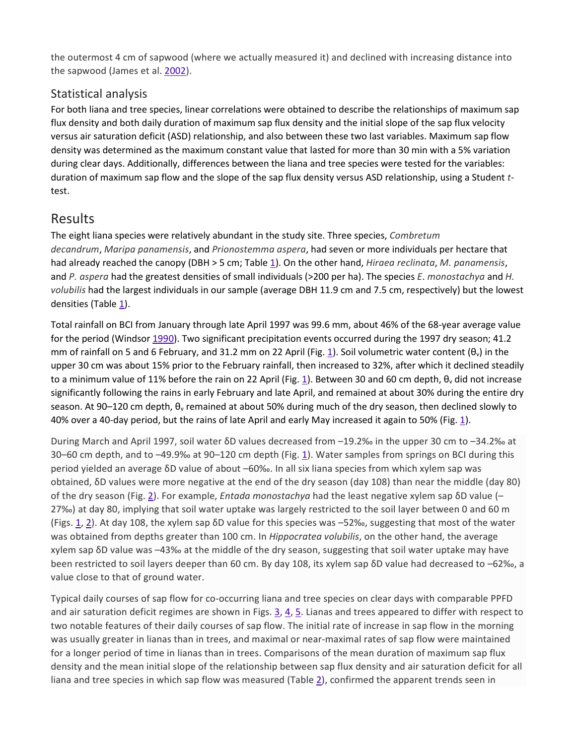the outermost 4 cm of sapwood (where we actually measured it) and declined with increasing distance into the sapwood (James et al. 2002).

## Statistical analysis

For both liana and tree species, linear correlations were obtained to describe the relationships of maximum sap flux density and both daily duration of maximum sap flux density and the initial slope of the sap flux velocity versus air saturation deficit (ASD) relationship, and also between these two last variables. Maximum sap flow density was determined as the maximum constant value that lasted for more than 30 min with a 5% variation during clear days. Additionally, differences between the liana and tree species were tested for the variables: duration of maximum sap flow and the slope of the sap flux density versus ASD relationship, using a Student *t*-test.

# Results

The eight liana species were relatively abundant in the study site. Three species, *Combretum decandrum*, *Maripa panamensis*, and *Prionostemma aspera*, had seven or more individuals per hectare that had already reached the canopy (DBH > 5 cm; Table 1). On the other hand, *Hiraea reclinata*, *M. panamensis*, and *P. aspera* had the greatest densities of small individuals (>200 per ha). The species *E*. *monostachya* and *H. volubilis* had the largest individuals in our sample (average DBH 11.9 cm and 7.5 cm, respectively) but the lowest densities (Table 1).

Total rainfall on BCI from January through late April 1997 was 99.6 mm, about 46% of the 68-year average value for the period (Windsor 1990). Two significant precipitation events occurred during the 1997 dry season; 41.2 mm of rainfall on 5 and 6 February, and 31.2 mm on 22 April (Fig. 1). Soil volumetric water content ($\theta_v$) in the upper 30 cm was about 15% prior to the February rainfall, then increased to 32%, after which it declined steadily to a minimum value of 11% before the rain on 22 April (Fig. 1). Between 30 and 60 cm depth, $\theta_v$ did not increase significantly following the rains in early February and late April, and remained at about 30% during the entire dry season. At 90–120 cm depth, $\theta_v$ remained at about 50% during much of the dry season, then declined slowly to 40% over a 40-day period, but the rains of late April and early May increased it again to 50% (Fig. 1).

During March and April 1997, soil water δD values decreased from –19.2‰ in the upper 30 cm to –34.2‰ at 30–60 cm depth, and to –49.9‰ at 90–120 cm depth (Fig. 1). Water samples from springs on BCI during this period yielded an average δD value of about –60‰. In all six liana species from which xylem sap was obtained, δD values were more negative at the end of the dry season (day 108) than near the middle (day 80) of the dry season (Fig. 2). For example, *Entada monostachya* had the least negative xylem sap δD value (–27‰) at day 80, implying that soil water uptake was largely restricted to the soil layer between 0 and 60 m (Figs. 1, 2). At day 108, the xylem sap δD value for this species was –52‰, suggesting that most of the water was obtained from depths greater than 100 cm. In *Hippocratea volubilis*, on the other hand, the average xylem sap δD value was –43‰ at the middle of the dry season, suggesting that soil water uptake may have been restricted to soil layers deeper than 60 cm. By day 108, its xylem sap δD value had decreased to –62‰, a value close to that of ground water.

Typical daily courses of sap flow for co-occurring liana and tree species on clear days with comparable PPFD and air saturation deficit regimes are shown in Figs. 3, 4, 5. Lianas and trees appeared to differ with respect to two notable features of their daily courses of sap flow. The initial rate of increase in sap flow in the morning was usually greater in lianas than in trees, and maximal or near-maximal rates of sap flow were maintained for a longer period of time in lianas than in trees. Comparisons of the mean duration of maximum sap flux density and the mean initial slope of the relationship between sap flux density and air saturation deficit for all liana and tree species in which sap flow was measured (Table 2), confirmed the apparent trends seen in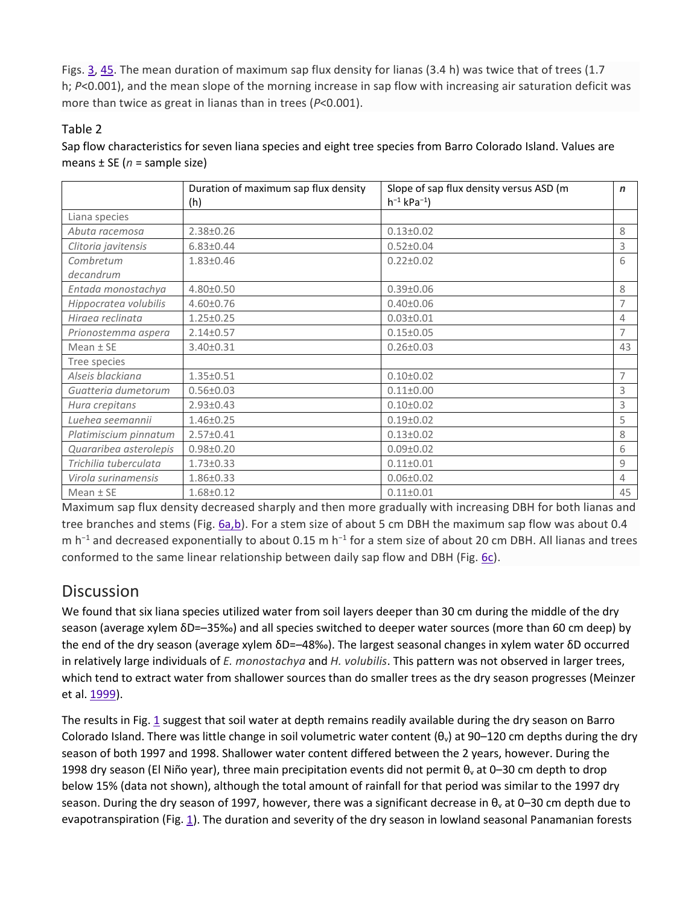Figs. 3, 45. The mean duration of maximum sap flux density for lianas (3.4 h) was twice that of trees (1.7 h; $P<0.001$), and the mean slope of the morning increase in sap flow with increasing air saturation deficit was more than twice as great in lianas than in trees ($P<0.001$).

Table 2

Sap flow characteristics for seven liana species and eight tree species from Barro Colorado Island. Values are means ± SE (*n* = sample size)

| | Duration of maximum sap flux density (h) | Slope of sap flux density versus ASD (m $h^{-1}$ $kPa^{-1}$) | *n* |
|---|---|---|---|
| Liana species | | | |
| *Abuta racemosa* | 2.38±0.26 | 0.13±0.02 | 8 |
| *Clitoria javitensis* | 6.83±0.44 | 0.52±0.04 | 3 |
| *Combretum decandrum* | 1.83±0.46 | 0.22±0.02 | 6 |
| *Entada monostachya* | 4.80±0.50 | 0.39±0.06 | 8 |
| *Hippocratea volubilis* | 4.60±0.76 | 0.40±0.06 | 7 |
| *Hiraea reclinata* | 1.25±0.25 | 0.03±0.01 | 4 |
| *Prionostemma aspera* | 2.14±0.57 | 0.15±0.05 | 7 |
| Mean ± SE | 3.40±0.31 | 0.26±0.03 | 43 |
| Tree species | | | |
| *Alseis blackiana* | 1.35±0.51 | 0.10±0.02 | 7 |
| *Guatteria dumetorum* | 0.56±0.03 | 0.11±0.00 | 3 |
| *Hura crepitans* | 2.93±0.43 | 0.10±0.02 | 3 |
| *Luehea seemannii* | 1.46±0.25 | 0.19±0.02 | 5 |
| *Platimiscium pinnatum* | 2.57±0.41 | 0.13±0.02 | 8 |
| *Quararibea asterolepis* | 0.98±0.20 | 0.09±0.02 | 6 |
| *Trichilia tuberculata* | 1.73±0.33 | 0.11±0.01 | 9 |
| *Virola surinamensis* | 1.86±0.33 | 0.06±0.02 | 4 |
| Mean ± SE | 1.68±0.12 | 0.11±0.01 | 45 |

Maximum sap flux density decreased sharply and then more gradually with increasing DBH for both lianas and tree branches and stems (Fig. 6a,b). For a stem size of about 5 cm DBH the maximum sap flow was about 0.4 m $h^{-1}$ and decreased exponentially to about 0.15 m $h^{-1}$ for a stem size of about 20 cm DBH. All lianas and trees conformed to the same linear relationship between daily sap flow and DBH (Fig. 6c).

## Discussion

We found that six liana species utilized water from soil layers deeper than 30 cm during the middle of the dry season (average xylem δD=–35‰) and all species switched to deeper water sources (more than 60 cm deep) by the end of the dry season (average xylem δD=–48‰). The largest seasonal changes in xylem water δD occurred in relatively large individuals of *E. monostachya* and *H. volubilis*. This pattern was not observed in larger trees, which tend to extract water from shallower sources than do smaller trees as the dry season progresses (Meinzer et al. 1999).

The results in Fig. 1 suggest that soil water at depth remains readily available during the dry season on Barro Colorado Island. There was little change in soil volumetric water content ($\theta_v$) at 90–120 cm depths during the dry season of both 1997 and 1998. Shallower water content differed between the 2 years, however. During the 1998 dry season (El Niño year), three main precipitation events did not permit $\theta_v$ at 0–30 cm depth to drop below 15% (data not shown), although the total amount of rainfall for that period was similar to the 1997 dry season. During the dry season of 1997, however, there was a significant decrease in $\theta_v$ at 0–30 cm depth due to evapotranspiration (Fig. 1). The duration and severity of the dry season in lowland seasonal Panamanian forests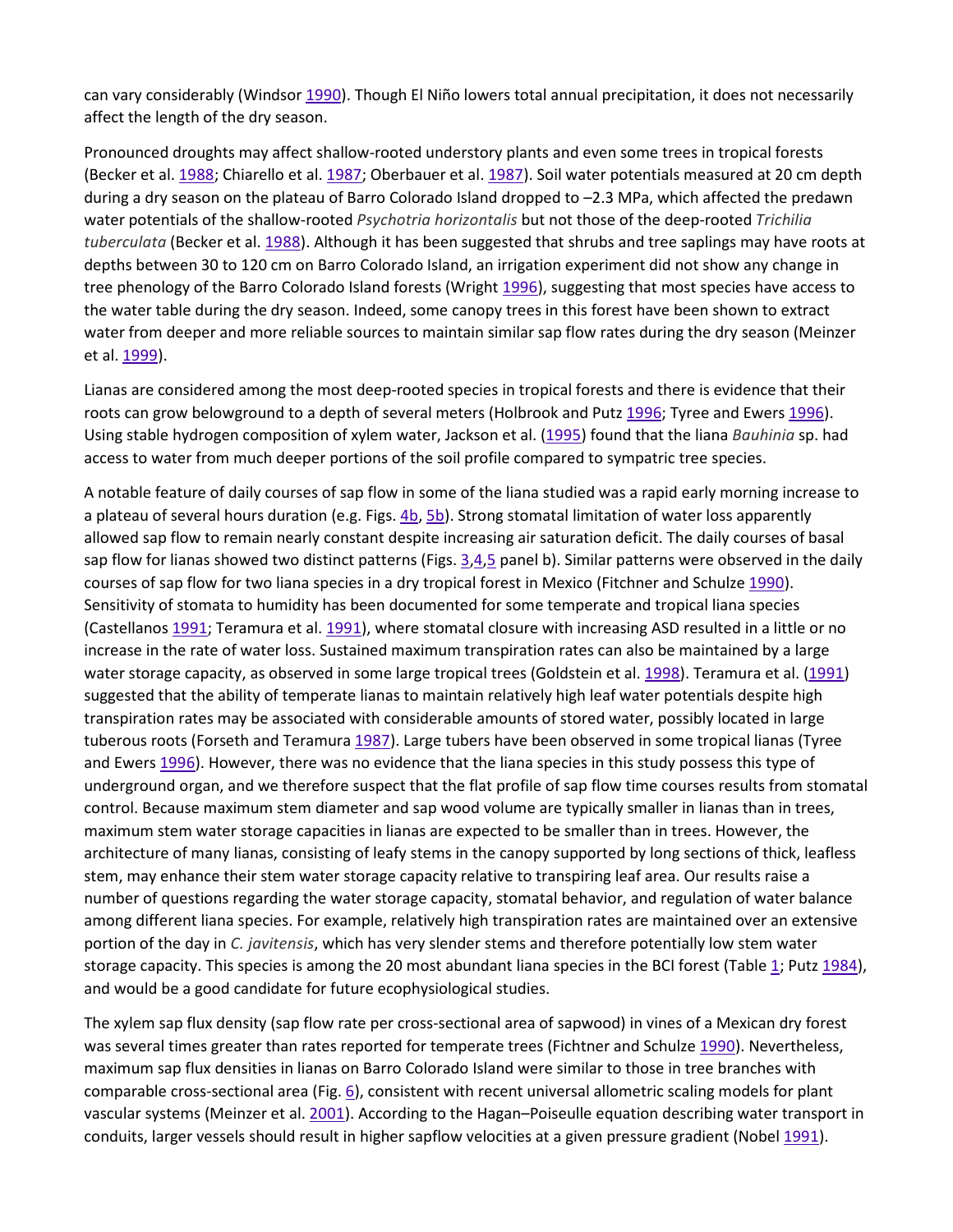can vary considerably (Windsor 1990). Though El Niño lowers total annual precipitation, it does not necessarily affect the length of the dry season.

Pronounced droughts may affect shallow-rooted understory plants and even some trees in tropical forests (Becker et al. 1988; Chiarello et al. 1987; Oberbauer et al. 1987). Soil water potentials measured at 20 cm depth during a dry season on the plateau of Barro Colorado Island dropped to –2.3 MPa, which affected the predawn water potentials of the shallow-rooted *Psychotria horizontalis* but not those of the deep-rooted *Trichilia tuberculata* (Becker et al. 1988). Although it has been suggested that shrubs and tree saplings may have roots at depths between 30 to 120 cm on Barro Colorado Island, an irrigation experiment did not show any change in tree phenology of the Barro Colorado Island forests (Wright 1996), suggesting that most species have access to the water table during the dry season. Indeed, some canopy trees in this forest have been shown to extract water from deeper and more reliable sources to maintain similar sap flow rates during the dry season (Meinzer et al. 1999).

Lianas are considered among the most deep-rooted species in tropical forests and there is evidence that their roots can grow belowground to a depth of several meters (Holbrook and Putz 1996; Tyree and Ewers 1996). Using stable hydrogen composition of xylem water, Jackson et al. (1995) found that the liana *Bauhinia* sp. had access to water from much deeper portions of the soil profile compared to sympatric tree species.

A notable feature of daily courses of sap flow in some of the liana studied was a rapid early morning increase to a plateau of several hours duration (e.g. Figs. 4b, 5b). Strong stomatal limitation of water loss apparently allowed sap flow to remain nearly constant despite increasing air saturation deficit. The daily courses of basal sap flow for lianas showed two distinct patterns (Figs. 3,4,5 panel b). Similar patterns were observed in the daily courses of sap flow for two liana species in a dry tropical forest in Mexico (Fitchner and Schulze 1990). Sensitivity of stomata to humidity has been documented for some temperate and tropical liana species (Castellanos 1991; Teramura et al. 1991), where stomatal closure with increasing ASD resulted in a little or no increase in the rate of water loss. Sustained maximum transpiration rates can also be maintained by a large water storage capacity, as observed in some large tropical trees (Goldstein et al. 1998). Teramura et al. (1991) suggested that the ability of temperate lianas to maintain relatively high leaf water potentials despite high transpiration rates may be associated with considerable amounts of stored water, possibly located in large tuberous roots (Forseth and Teramura 1987). Large tubers have been observed in some tropical lianas (Tyree and Ewers 1996). However, there was no evidence that the liana species in this study possess this type of underground organ, and we therefore suspect that the flat profile of sap flow time courses results from stomatal control. Because maximum stem diameter and sap wood volume are typically smaller in lianas than in trees, maximum stem water storage capacities in lianas are expected to be smaller than in trees. However, the architecture of many lianas, consisting of leafy stems in the canopy supported by long sections of thick, leafless stem, may enhance their stem water storage capacity relative to transpiring leaf area. Our results raise a number of questions regarding the water storage capacity, stomatal behavior, and regulation of water balance among different liana species. For example, relatively high transpiration rates are maintained over an extensive portion of the day in *C. javitensis*, which has very slender stems and therefore potentially low stem water storage capacity. This species is among the 20 most abundant liana species in the BCI forest (Table 1; Putz 1984), and would be a good candidate for future ecophysiological studies.

The xylem sap flux density (sap flow rate per cross-sectional area of sapwood) in vines of a Mexican dry forest was several times greater than rates reported for temperate trees (Fichtner and Schulze 1990). Nevertheless, maximum sap flux densities in lianas on Barro Colorado Island were similar to those in tree branches with comparable cross-sectional area (Fig. 6), consistent with recent universal allometric scaling models for plant vascular systems (Meinzer et al. 2001). According to the Hagan–Poiseulle equation describing water transport in conduits, larger vessels should result in higher sapflow velocities at a given pressure gradient (Nobel 1991).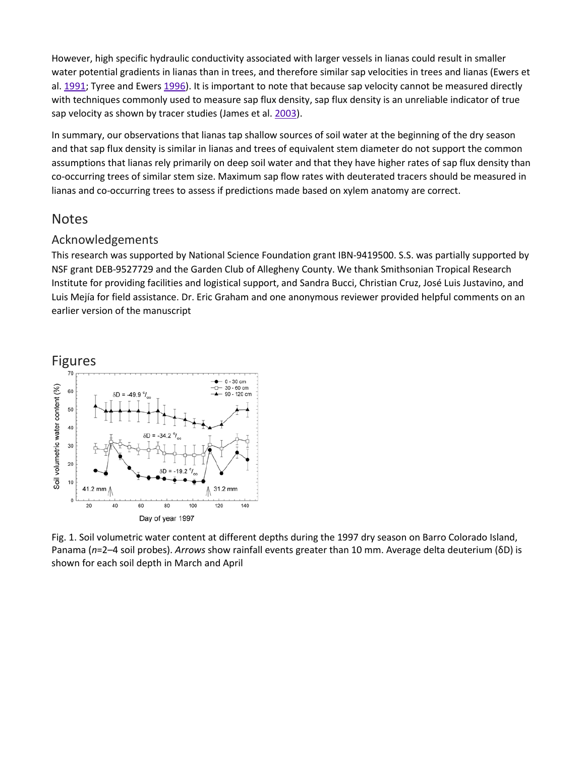However, high specific hydraulic conductivity associated with larger vessels in lianas could result in smaller water potential gradients in lianas than in trees, and therefore similar sap velocities in trees and lianas (Ewers et al. 1991; Tyree and Ewers 1996). It is important to note that because sap velocity cannot be measured directly with techniques commonly used to measure sap flux density, sap flux density is an unreliable indicator of true sap velocity as shown by tracer studies (James et al. 2003).

In summary, our observations that lianas tap shallow sources of soil water at the beginning of the dry season and that sap flux density is similar in lianas and trees of equivalent stem diameter do not support the common assumptions that lianas rely primarily on deep soil water and that they have higher rates of sap flux density than co-occurring trees of similar stem size. Maximum sap flow rates with deuterated tracers should be measured in lianas and co-occurring trees to assess if predictions made based on xylem anatomy are correct.

## Notes

### Acknowledgements

This research was supported by National Science Foundation grant IBN-9419500. S.S. was partially supported by NSF grant DEB-9527729 and the Garden Club of Allegheny County. We thank Smithsonian Tropical Research Institute for providing facilities and logistical support, and Sandra Bucci, Christian Cruz, José Luis Justavino, and Luis Mejía for field assistance. Dr. Eric Graham and one anonymous reviewer provided helpful comments on an earlier version of the manuscript

## Figures

Fig. 1. Soil volumetric water content at different depths during the 1997 dry season on Barro Colorado Island, Panama (*n*=2–4 soil probes). *Arrows* show rainfall events greater than 10 mm. Average delta deuterium (δD) is shown for each soil depth in March and April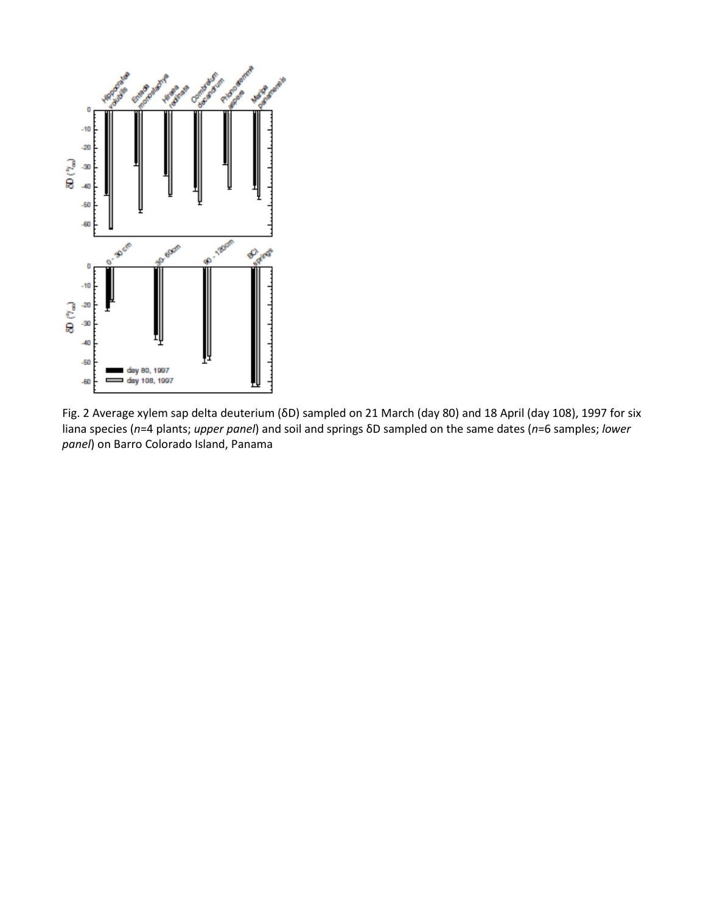Fig. 2 Average xylem sap delta deuterium (δD) sampled on 21 March (day 80) and 18 April (day 108), 1997 for six liana species (*n*=4 plants; *upper panel*) and soil and springs δD sampled on the same dates (*n*=6 samples; *lower panel*) on Barro Colorado Island, Panama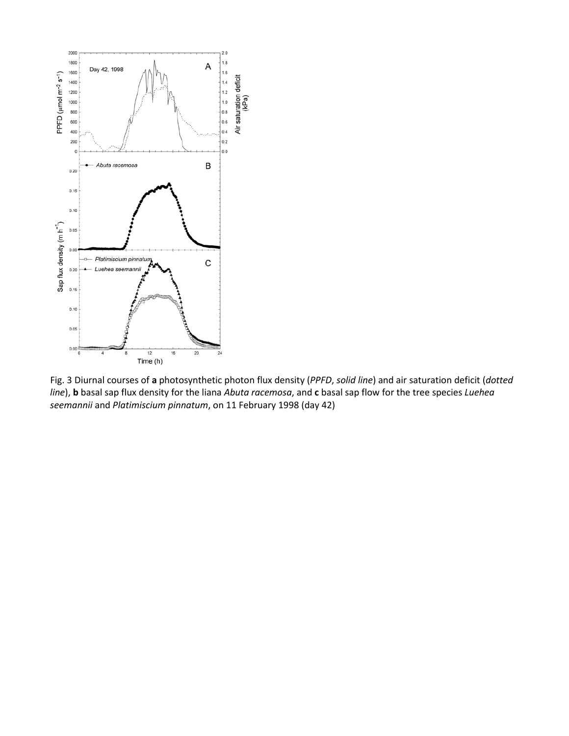Fig. 3 Diurnal courses of **a** photosynthetic photon flux density (*PPFD*, *solid line*) and air saturation deficit (*dotted line*), **b** basal sap flux density for the liana *Abuta racemosa*, and **c** basal sap flow for the tree species *Luehea seemannii* and *Platimiscium pinnatum*, on 11 February 1998 (day 42)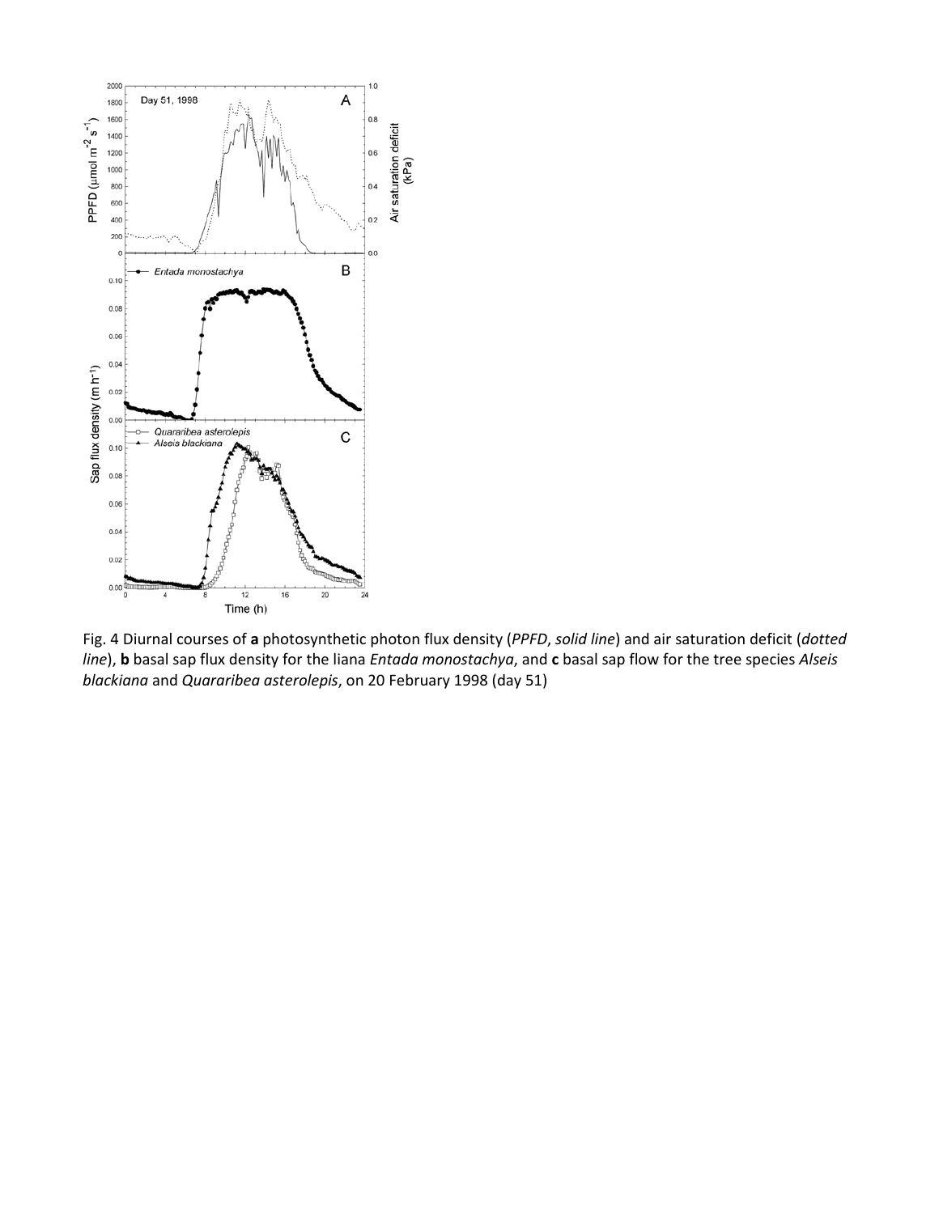Fig. 4 Diurnal courses of **a** photosynthetic photon flux density (*PPFD*, *solid line*) and air saturation deficit (*dotted line*), **b** basal sap flux density for the liana *Entada monostachya*, and **c** basal sap flow for the tree species *Alseis blackiana* and *Quararibea asterolepis*, on 20 February 1998 (day 51)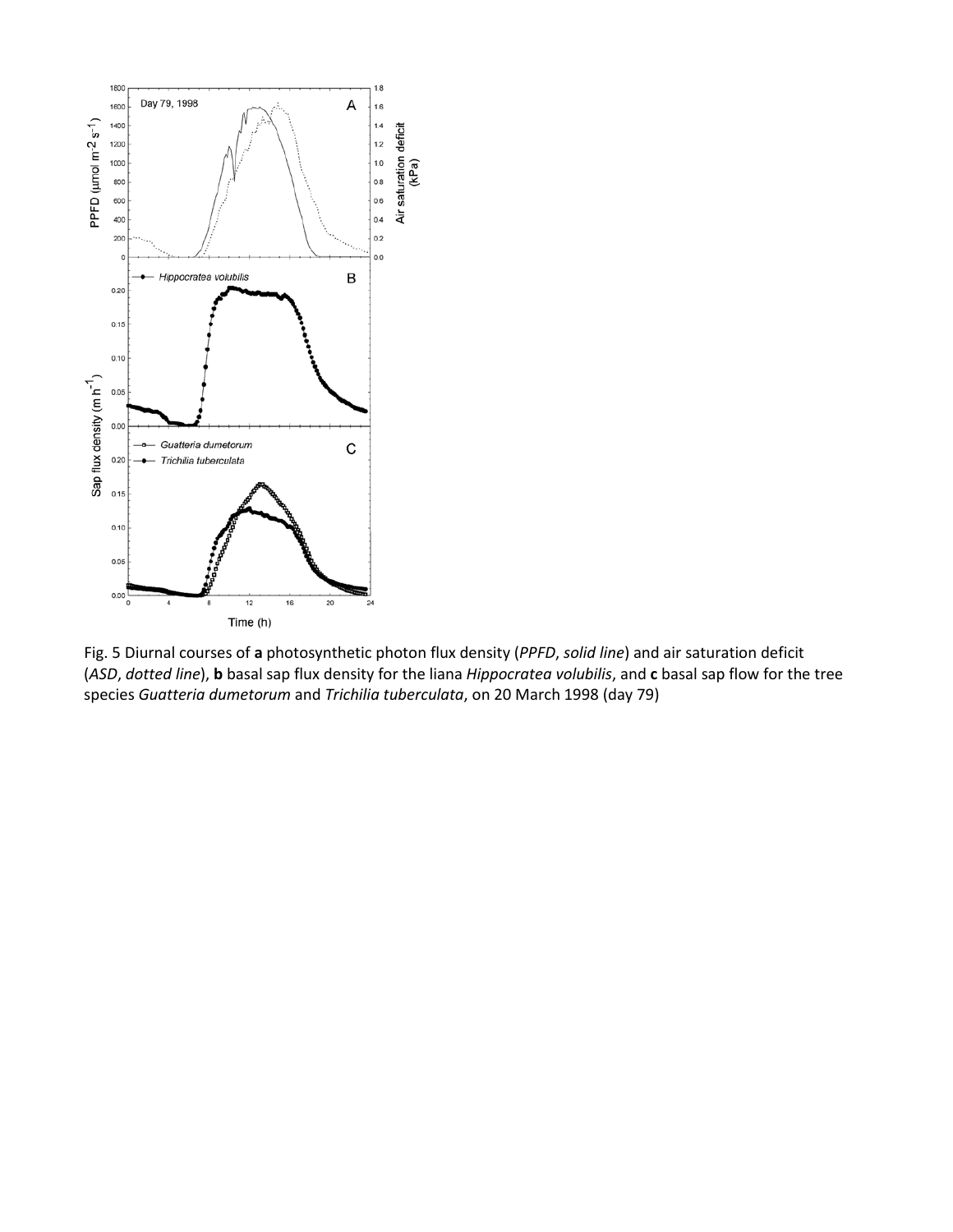Fig. 5 Diurnal courses of **a** photosynthetic photon flux density (*PPFD*, *solid line*) and air saturation deficit (*ASD*, *dotted line*), **b** basal sap flux density for the liana *Hippocratea volubilis*, and **c** basal sap flow for the tree species *Guatteria dumetorum* and *Trichilia tuberculata*, on 20 March 1998 (day 79)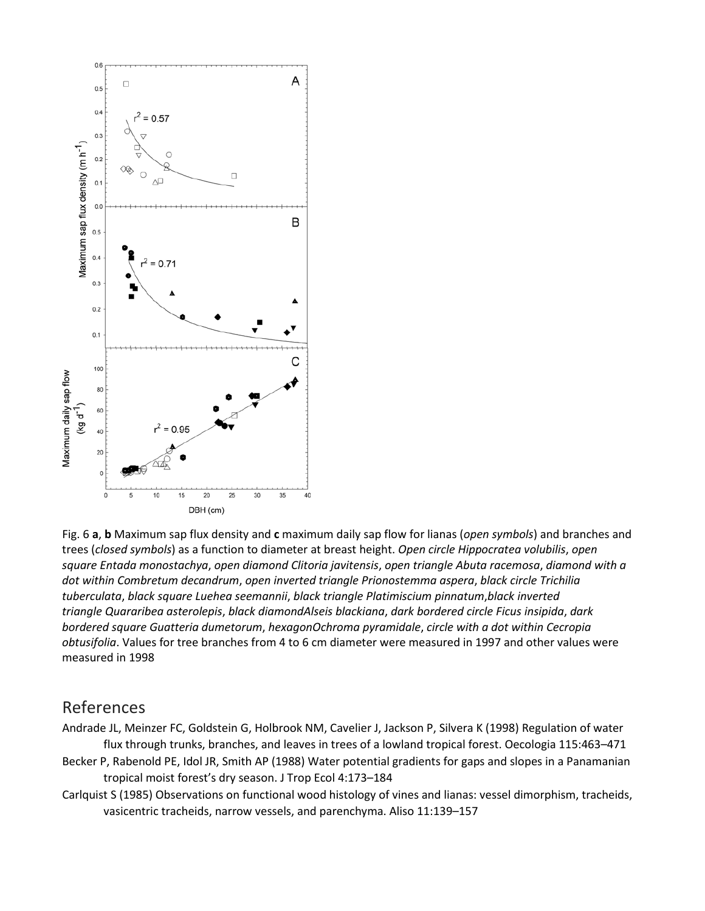Fig. 6 **a**, **b** Maximum sap flux density and **c** maximum daily sap flow for lianas (*open symbols*) and branches and trees (*closed symbols*) as a function to diameter at breast height. *Open circle Hippocratea volubilis*, *open square Entada monostachya*, *open diamond Clitoria javitensis*, *open triangle Abuta racemosa*, *diamond with a dot within Combretum decandrum*, *open inverted triangle Prionostemma aspera*, *black circle Trichilia tuberculata*, *black square Luehea seemannii*, *black triangle Platimiscium pinnatum*,*black inverted triangle Quararibea asterolepis*, *black diamondAlseis blackiana*, *dark bordered circle Ficus insipida*, *dark bordered square Guatteria dumetorum*, *hexagonOchroma pyramidale*, *circle with a dot within Cecropia obtusifolia*. Values for tree branches from 4 to 6 cm diameter were measured in 1997 and other values were measured in 1998

# References

Andrade JL, Meinzer FC, Goldstein G, Holbrook NM, Cavelier J, Jackson P, Silvera K (1998) Regulation of water flux through trunks, branches, and leaves in trees of a lowland tropical forest. Oecologia 115:463–471

Becker P, Rabenold PE, Idol JR, Smith AP (1988) Water potential gradients for gaps and slopes in a Panamanian tropical moist forest's dry season. J Trop Ecol 4:173–184

Carlquist S (1985) Observations on functional wood histology of vines and lianas: vessel dimorphism, tracheids, vasicentric tracheids, narrow vessels, and parenchyma. Aliso 11:139–157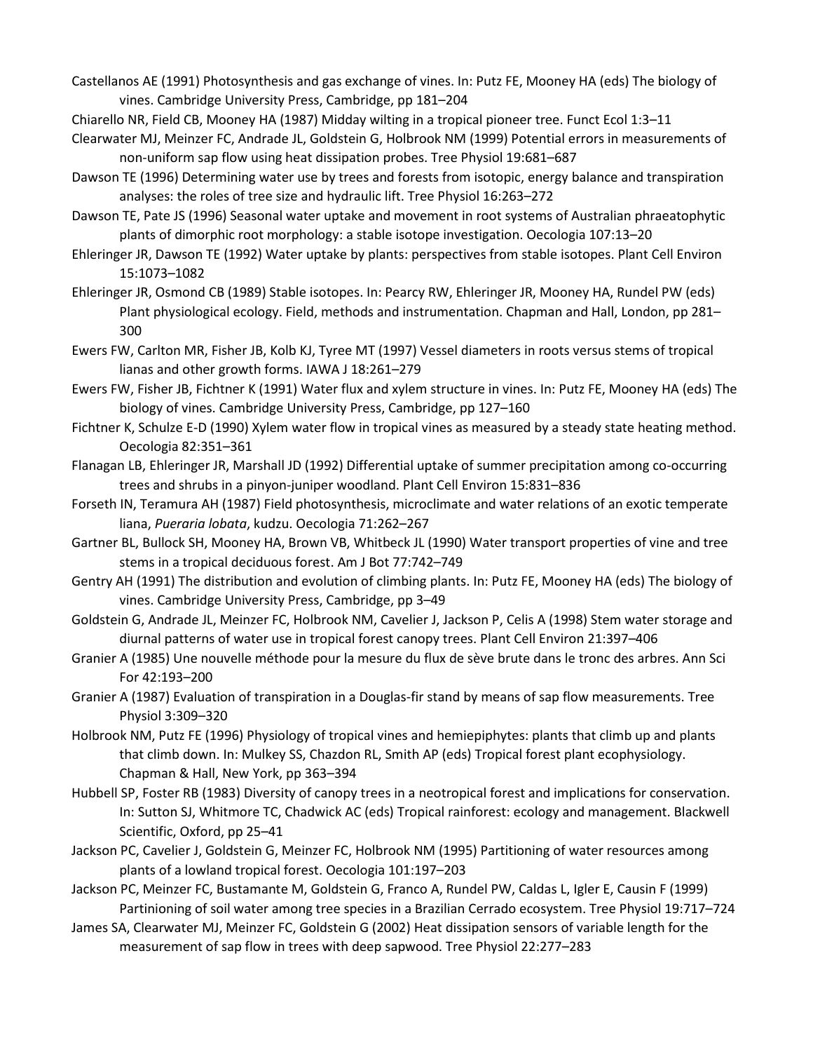Castellanos AE (1991) Photosynthesis and gas exchange of vines. In: Putz FE, Mooney HA (eds) The biology of vines. Cambridge University Press, Cambridge, pp 181–204

Chiarello NR, Field CB, Mooney HA (1987) Midday wilting in a tropical pioneer tree. Funct Ecol 1:3–11

Clearwater MJ, Meinzer FC, Andrade JL, Goldstein G, Holbrook NM (1999) Potential errors in measurements of non-uniform sap flow using heat dissipation probes. Tree Physiol 19:681–687

Dawson TE (1996) Determining water use by trees and forests from isotopic, energy balance and transpiration analyses: the roles of tree size and hydraulic lift. Tree Physiol 16:263–272

Dawson TE, Pate JS (1996) Seasonal water uptake and movement in root systems of Australian phraeatophytic plants of dimorphic root morphology: a stable isotope investigation. Oecologia 107:13–20

Ehleringer JR, Dawson TE (1992) Water uptake by plants: perspectives from stable isotopes. Plant Cell Environ 15:1073–1082

Ehleringer JR, Osmond CB (1989) Stable isotopes. In: Pearcy RW, Ehleringer JR, Mooney HA, Rundel PW (eds) Plant physiological ecology. Field, methods and instrumentation. Chapman and Hall, London, pp 281–300

Ewers FW, Carlton MR, Fisher JB, Kolb KJ, Tyree MT (1997) Vessel diameters in roots versus stems of tropical lianas and other growth forms. IAWA J 18:261–279

Ewers FW, Fisher JB, Fichtner K (1991) Water flux and xylem structure in vines. In: Putz FE, Mooney HA (eds) The biology of vines. Cambridge University Press, Cambridge, pp 127–160

Fichtner K, Schulze E-D (1990) Xylem water flow in tropical vines as measured by a steady state heating method. Oecologia 82:351–361

Flanagan LB, Ehleringer JR, Marshall JD (1992) Differential uptake of summer precipitation among co-occurring trees and shrubs in a pinyon-juniper woodland. Plant Cell Environ 15:831–836

Forseth IN, Teramura AH (1987) Field photosynthesis, microclimate and water relations of an exotic temperate liana, *Pueraria lobata*, kudzu. Oecologia 71:262–267

Gartner BL, Bullock SH, Mooney HA, Brown VB, Whitbeck JL (1990) Water transport properties of vine and tree stems in a tropical deciduous forest. Am J Bot 77:742–749

Gentry AH (1991) The distribution and evolution of climbing plants. In: Putz FE, Mooney HA (eds) The biology of vines. Cambridge University Press, Cambridge, pp 3–49

Goldstein G, Andrade JL, Meinzer FC, Holbrook NM, Cavelier J, Jackson P, Celis A (1998) Stem water storage and diurnal patterns of water use in tropical forest canopy trees. Plant Cell Environ 21:397–406

Granier A (1985) Une nouvelle méthode pour la mesure du flux de sève brute dans le tronc des arbres. Ann Sci For 42:193–200

Granier A (1987) Evaluation of transpiration in a Douglas-fir stand by means of sap flow measurements. Tree Physiol 3:309–320

Holbrook NM, Putz FE (1996) Physiology of tropical vines and hemiepiphytes: plants that climb up and plants that climb down. In: Mulkey SS, Chazdon RL, Smith AP (eds) Tropical forest plant ecophysiology. Chapman & Hall, New York, pp 363–394

Hubbell SP, Foster RB (1983) Diversity of canopy trees in a neotropical forest and implications for conservation. In: Sutton SJ, Whitmore TC, Chadwick AC (eds) Tropical rainforest: ecology and management. Blackwell Scientific, Oxford, pp 25–41

Jackson PC, Cavelier J, Goldstein G, Meinzer FC, Holbrook NM (1995) Partitioning of water resources among plants of a lowland tropical forest. Oecologia 101:197–203

Jackson PC, Meinzer FC, Bustamante M, Goldstein G, Franco A, Rundel PW, Caldas L, Igler E, Causin F (1999) Partinioning of soil water among tree species in a Brazilian Cerrado ecosystem. Tree Physiol 19:717–724

James SA, Clearwater MJ, Meinzer FC, Goldstein G (2002) Heat dissipation sensors of variable length for the measurement of sap flow in trees with deep sapwood. Tree Physiol 22:277–283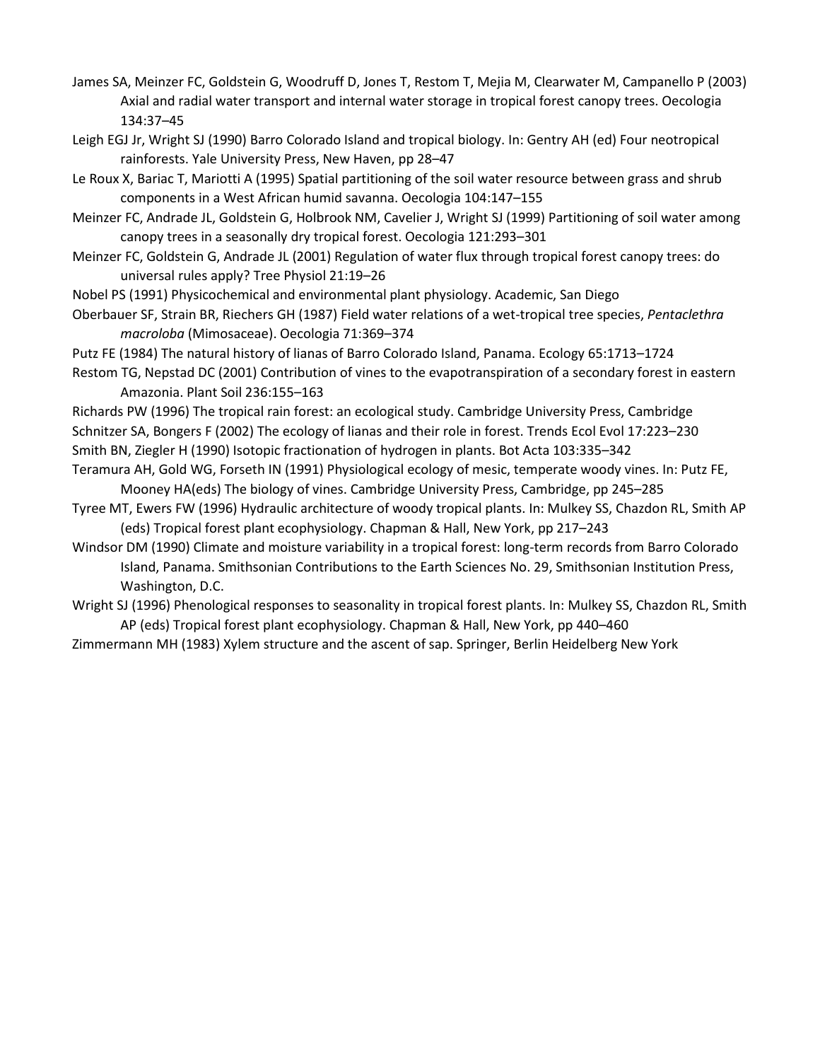James SA, Meinzer FC, Goldstein G, Woodruff D, Jones T, Restom T, Mejia M, Clearwater M, Campanello P (2003) Axial and radial water transport and internal water storage in tropical forest canopy trees. Oecologia 134:37–45

Leigh EGJ Jr, Wright SJ (1990) Barro Colorado Island and tropical biology. In: Gentry AH (ed) Four neotropical rainforests. Yale University Press, New Haven, pp 28–47

Le Roux X, Bariac T, Mariotti A (1995) Spatial partitioning of the soil water resource between grass and shrub components in a West African humid savanna. Oecologia 104:147–155

Meinzer FC, Andrade JL, Goldstein G, Holbrook NM, Cavelier J, Wright SJ (1999) Partitioning of soil water among canopy trees in a seasonally dry tropical forest. Oecologia 121:293–301

Meinzer FC, Goldstein G, Andrade JL (2001) Regulation of water flux through tropical forest canopy trees: do universal rules apply? Tree Physiol 21:19–26

Nobel PS (1991) Physicochemical and environmental plant physiology. Academic, San Diego

Oberbauer SF, Strain BR, Riechers GH (1987) Field water relations of a wet-tropical tree species, *Pentaclethra macroloba* (Mimosaceae). Oecologia 71:369–374

Putz FE (1984) The natural history of lianas of Barro Colorado Island, Panama. Ecology 65:1713–1724

Restom TG, Nepstad DC (2001) Contribution of vines to the evapotranspiration of a secondary forest in eastern Amazonia. Plant Soil 236:155–163

Richards PW (1996) The tropical rain forest: an ecological study. Cambridge University Press, Cambridge

Schnitzer SA, Bongers F (2002) The ecology of lianas and their role in forest. Trends Ecol Evol 17:223–230

Smith BN, Ziegler H (1990) Isotopic fractionation of hydrogen in plants. Bot Acta 103:335–342

Teramura AH, Gold WG, Forseth IN (1991) Physiological ecology of mesic, temperate woody vines. In: Putz FE, Mooney HA(eds) The biology of vines. Cambridge University Press, Cambridge, pp 245–285

Tyree MT, Ewers FW (1996) Hydraulic architecture of woody tropical plants. In: Mulkey SS, Chazdon RL, Smith AP (eds) Tropical forest plant ecophysiology. Chapman & Hall, New York, pp 217–243

Windsor DM (1990) Climate and moisture variability in a tropical forest: long-term records from Barro Colorado Island, Panama. Smithsonian Contributions to the Earth Sciences No. 29, Smithsonian Institution Press, Washington, D.C.

Wright SJ (1996) Phenological responses to seasonality in tropical forest plants. In: Mulkey SS, Chazdon RL, Smith AP (eds) Tropical forest plant ecophysiology. Chapman & Hall, New York, pp 440–460

Zimmermann MH (1983) Xylem structure and the ascent of sap. Springer, Berlin Heidelberg New York